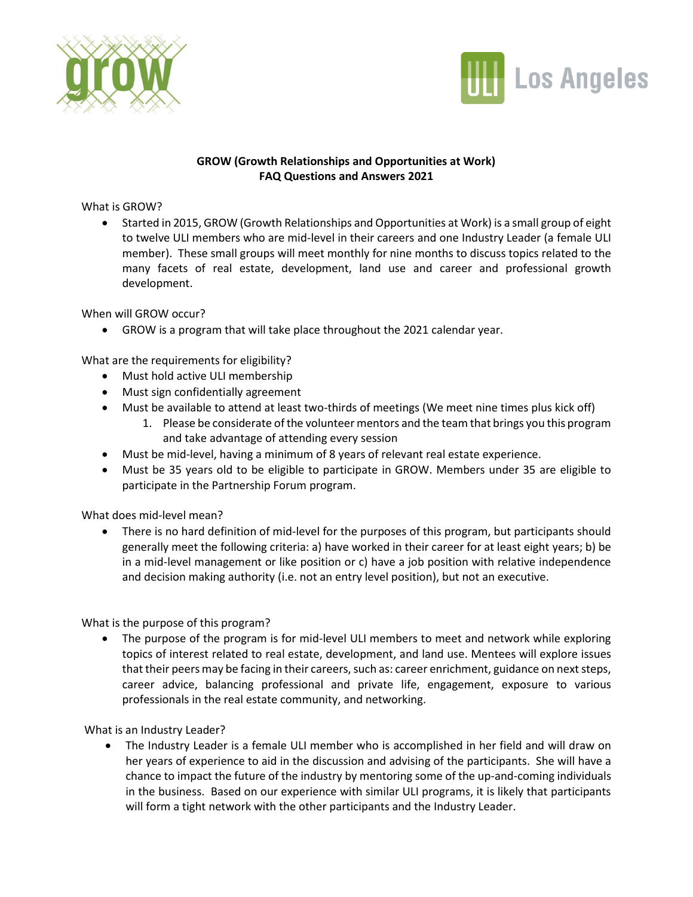# GROW (Growth Relationships and Opportunities at Work)
## FAQ Questions and Answers 2021

What is GROW?

- Started in 2015, GROW (Growth Relationships and Opportunities at Work) is a small group of eight to twelve ULI members who are mid-level in their careers and one Industry Leader (a female ULI member). These small groups will meet monthly for nine months to discuss topics related to the many facets of real estate, development, land use and career and professional growth development.

When will GROW occur?

- GROW is a program that will take place throughout the 2021 calendar year.

What are the requirements for eligibility?

- Must hold active ULI membership
- Must sign confidentially agreement
- Must be available to attend at least two-thirds of meetings (We meet nine times plus kick off)
  1. Please be considerate of the volunteer mentors and the team that brings you this program and take advantage of attending every session
- Must be mid-level, having a minimum of 8 years of relevant real estate experience.
- Must be 35 years old to be eligible to participate in GROW. Members under 35 are eligible to participate in the Partnership Forum program.

What does mid-level mean?

- There is no hard definition of mid-level for the purposes of this program, but participants should generally meet the following criteria: a) have worked in their career for at least eight years; b) be in a mid-level management or like position or c) have a job position with relative independence and decision making authority (i.e. not an entry level position), but not an executive.

What is the purpose of this program?

- The purpose of the program is for mid-level ULI members to meet and network while exploring topics of interest related to real estate, development, and land use. Mentees will explore issues that their peers may be facing in their careers, such as: career enrichment, guidance on next steps, career advice, balancing professional and private life, engagement, exposure to various professionals in the real estate community, and networking.

What is an Industry Leader?

- The Industry Leader is a female ULI member who is accomplished in her field and will draw on her years of experience to aid in the discussion and advising of the participants. She will have a chance to impact the future of the industry by mentoring some of the up-and-coming individuals in the business. Based on our experience with similar ULI programs, it is likely that participants will form a tight network with the other participants and the Industry Leader.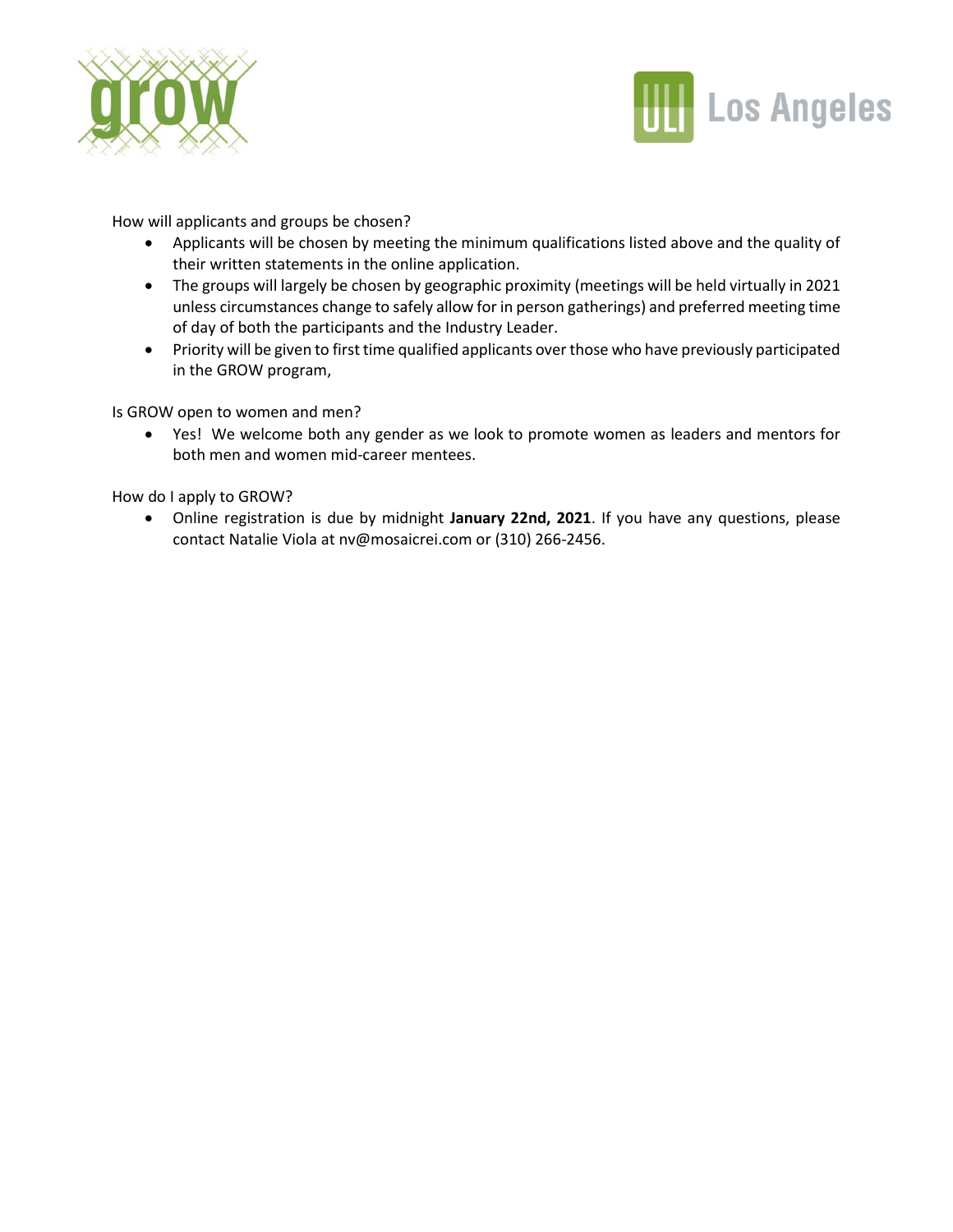How will applicants and groups be chosen?

- Applicants will be chosen by meeting the minimum qualifications listed above and the quality of their written statements in the online application.
- The groups will largely be chosen by geographic proximity (meetings will be held virtually in 2021 unless circumstances change to safely allow for in person gatherings) and preferred meeting time of day of both the participants and the Industry Leader.
- Priority will be given to first time qualified applicants over those who have previously participated in the GROW program,

Is GROW open to women and men?

- Yes! We welcome both any gender as we look to promote women as leaders and mentors for both men and women mid-career mentees.

How do I apply to GROW?

- Online registration is due by midnight **January 22nd, 2021**. If you have any questions, please contact Natalie Viola at nv@mosaicrei.com or (310) 266-2456.